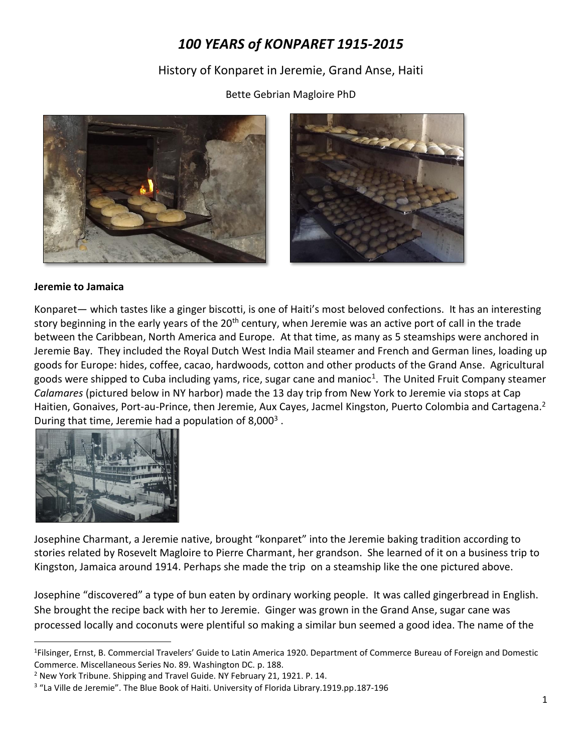# *100 YEARS of KONPARET 1915-2015*

## History of Konparet in Jeremie, Grand Anse, Haiti

Bette Gebrian Magloire PhD

**Jeremie to Jamaica**

Konparet— which tastes like a ginger biscotti, is one of Haiti's most beloved confections. It has an interesting story beginning in the early years of the 20th century, when Jeremie was an active port of call in the trade between the Caribbean, North America and Europe. At that time, as many as 5 steamships were anchored in Jeremie Bay. They included the Royal Dutch West India Mail steamer and French and German lines, loading up goods for Europe: hides, coffee, cacao, hardwoods, cotton and other products of the Grand Anse. Agricultural goods were shipped to Cuba including yams, rice, sugar cane and manioc[1]. The United Fruit Company steamer *Calamares* (pictured below in NY harbor) made the 13 day trip from New York to Jeremie via stops at Cap Haitien, Gonaives, Port-au-Prince, then Jeremie, Aux Cayes, Jacmel Kingston, Puerto Colombia and Cartagena.[2] During that time, Jeremie had a population of 8,000[3] .

Josephine Charmant, a Jeremie native, brought "konparet" into the Jeremie baking tradition according to stories related by Rosevelt Magloire to Pierre Charmant, her grandson. She learned of it on a business trip to Kingston, Jamaica around 1914. Perhaps she made the trip on a steamship like the one pictured above.

Josephine "discovered" a type of bun eaten by ordinary working people. It was called gingerbread in English. She brought the recipe back with her to Jeremie. Ginger was grown in the Grand Anse, sugar cane was processed locally and coconuts were plentiful so making a similar bun seemed a good idea. The name of the

---

[1] Filsinger, Ernst, B. Commercial Travelers' Guide to Latin America 1920. Department of Commerce Bureau of Foreign and Domestic Commerce. Miscellaneous Series No. 89. Washington DC. p. 188.

[2] New York Tribune. Shipping and Travel Guide. NY February 21, 1921. P. 14.

[3] "La Ville de Jeremie". The Blue Book of Haiti. University of Florida Library.1919.pp.187-196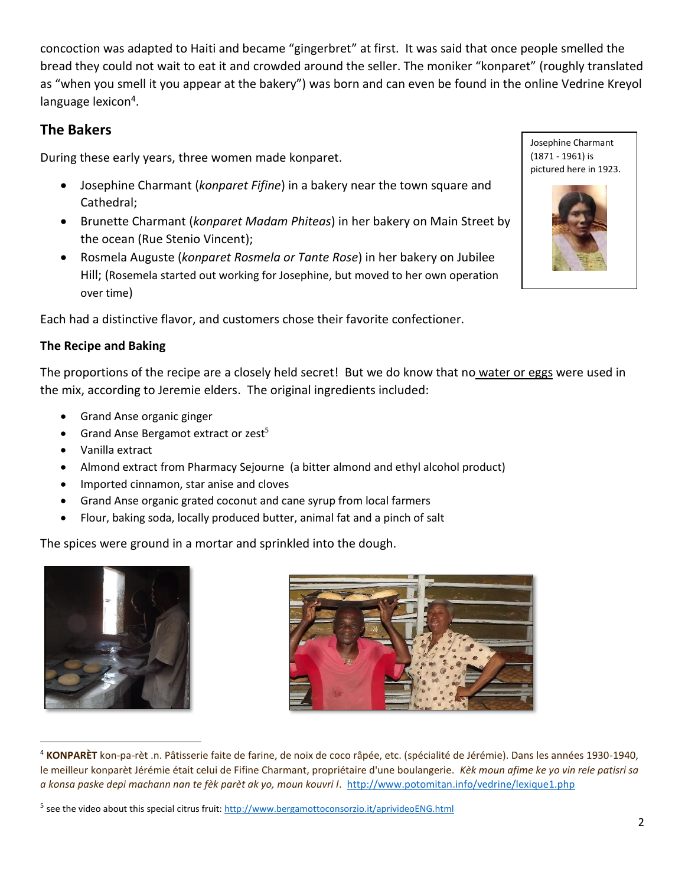concoction was adapted to Haiti and became "gingerbret" at first. It was said that once people smelled the bread they could not wait to eat it and crowded around the seller. The moniker "konparet" (roughly translated as "when you smell it you appear at the bakery") was born and can even be found in the online Vedrine Kreyol language lexicon[4].

## The Bakers

During these early years, three women made konparet.

- Josephine Charmant (*konparet Fifine*) in a bakery near the town square and Cathedral;
- Brunette Charmant (*konparet Madam Phiteas*) in her bakery on Main Street by the ocean (Rue Stenio Vincent);
- Rosmela Auguste (*konparet Rosmela or Tante Rose*) in her bakery on Jubilee Hill; (Rosemela started out working for Josephine, but moved to her own operation over time)

Josephine Charmant (1871 - 1961) is pictured here in 1923.

Each had a distinctive flavor, and customers chose their favorite confectioner.

### The Recipe and Baking

The proportions of the recipe are a closely held secret! But we do know that no water or eggs were used in the mix, according to Jeremie elders. The original ingredients included:

- Grand Anse organic ginger
- Grand Anse Bergamot extract or zest[5]
- Vanilla extract
- Almond extract from Pharmacy Sejourne (a bitter almond and ethyl alcohol product)
- Imported cinnamon, star anise and cloves
- Grand Anse organic grated coconut and cane syrup from local farmers
- Flour, baking soda, locally produced butter, animal fat and a pinch of salt

The spices were ground in a mortar and sprinkled into the dough.

---

[4] **KONPARÈT** kon-pa-rèt .n. Pâtisserie faite de farine, de noix de coco râpée, etc. (spécialité de Jérémie). Dans les années 1930-1940, le meilleur konparèt Jérémie était celui de Fifine Charmant, propriétaire d'une boulangerie. *Kèk moun afime ke yo vin rele patisri sa a konsa paske depi machann nan te fèk parèt ak yo, moun kouvri l*. http://www.potomitan.info/vedrine/lexique1.php

[5] see the video about this special citrus fruit: http://www.bergamottoconsorzio.it/aprivideoENG.html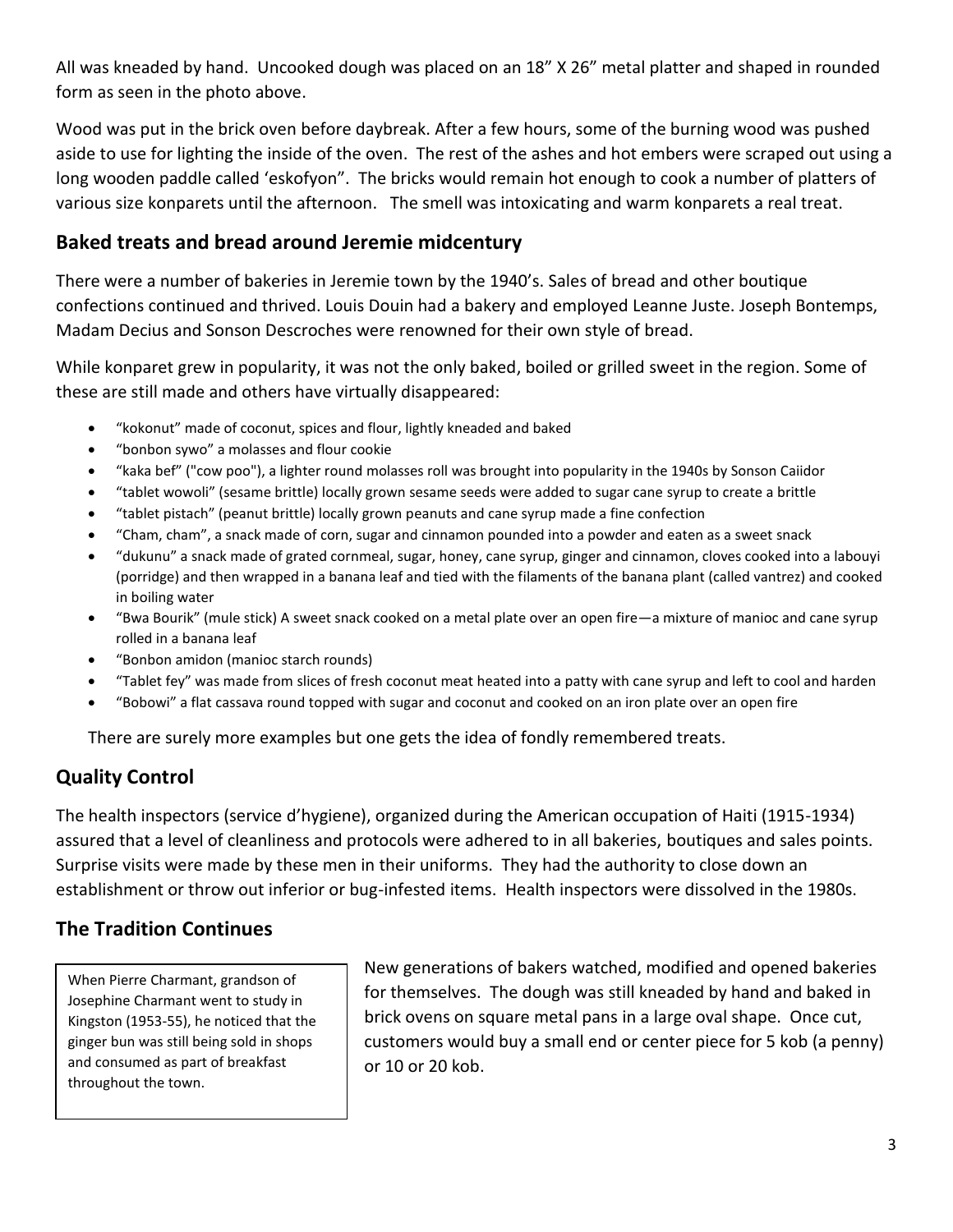All was kneaded by hand. Uncooked dough was placed on an 18" X 26" metal platter and shaped in rounded form as seen in the photo above.

Wood was put in the brick oven before daybreak. After a few hours, some of the burning wood was pushed aside to use for lighting the inside of the oven. The rest of the ashes and hot embers were scraped out using a long wooden paddle called 'eskofyon". The bricks would remain hot enough to cook a number of platters of various size konparets until the afternoon. The smell was intoxicating and warm konparets a real treat.

## Baked treats and bread around Jeremie midcentury

There were a number of bakeries in Jeremie town by the 1940's. Sales of bread and other boutique confections continued and thrived. Louis Douin had a bakery and employed Leanne Juste. Joseph Bontemps, Madam Decius and Sonson Descroches were renowned for their own style of bread.

While konparet grew in popularity, it was not the only baked, boiled or grilled sweet in the region. Some of these are still made and others have virtually disappeared:

- "kokonut" made of coconut, spices and flour, lightly kneaded and baked
- "bonbon sywo" a molasses and flour cookie
- "kaka bef" ("cow poo"), a lighter round molasses roll was brought into popularity in the 1940s by Sonson Caiidor
- "tablet wowoli" (sesame brittle) locally grown sesame seeds were added to sugar cane syrup to create a brittle
- "tablet pistach" (peanut brittle) locally grown peanuts and cane syrup made a fine confection
- "Cham, cham", a snack made of corn, sugar and cinnamon pounded into a powder and eaten as a sweet snack
- "dukunu" a snack made of grated cornmeal, sugar, honey, cane syrup, ginger and cinnamon, cloves cooked into a labouyi (porridge) and then wrapped in a banana leaf and tied with the filaments of the banana plant (called vantrez) and cooked in boiling water
- "Bwa Bourik" (mule stick) A sweet snack cooked on a metal plate over an open fire—a mixture of manioc and cane syrup rolled in a banana leaf
- "Bonbon amidon (manioc starch rounds)
- "Tablet fey" was made from slices of fresh coconut meat heated into a patty with cane syrup and left to cool and harden
- "Bobowi" a flat cassava round topped with sugar and coconut and cooked on an iron plate over an open fire

There are surely more examples but one gets the idea of fondly remembered treats.

## Quality Control

The health inspectors (service d'hygiene), organized during the American occupation of Haiti (1915-1934) assured that a level of cleanliness and protocols were adhered to in all bakeries, boutiques and sales points. Surprise visits were made by these men in their uniforms. They had the authority to close down an establishment or throw out inferior or bug-infested items. Health inspectors were dissolved in the 1980s.

## The Tradition Continues

> When Pierre Charmant, grandson of Josephine Charmant went to study in Kingston (1953-55), he noticed that the ginger bun was still being sold in shops and consumed as part of breakfast throughout the town.

New generations of bakers watched, modified and opened bakeries for themselves. The dough was still kneaded by hand and baked in brick ovens on square metal pans in a large oval shape. Once cut, customers would buy a small end or center piece for 5 kob (a penny) or 10 or 20 kob.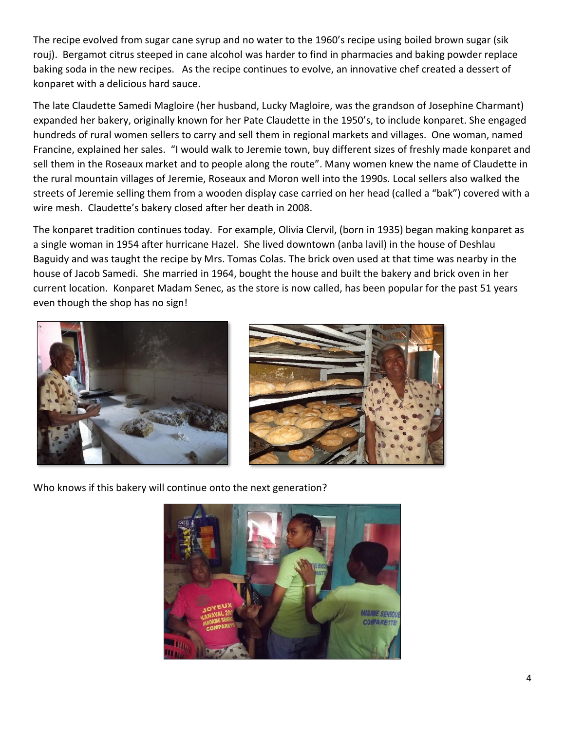The recipe evolved from sugar cane syrup and no water to the 1960's recipe using boiled brown sugar (sik rouj). Bergamot citrus steeped in cane alcohol was harder to find in pharmacies and baking powder replace baking soda in the new recipes. As the recipe continues to evolve, an innovative chef created a dessert of konparet with a delicious hard sauce.

The late Claudette Samedi Magloire (her husband, Lucky Magloire, was the grandson of Josephine Charmant) expanded her bakery, originally known for her Pate Claudette in the 1950's, to include konparet. She engaged hundreds of rural women sellers to carry and sell them in regional markets and villages. One woman, named Francine, explained her sales. "I would walk to Jeremie town, buy different sizes of freshly made konparet and sell them in the Roseaux market and to people along the route". Many women knew the name of Claudette in the rural mountain villages of Jeremie, Roseaux and Moron well into the 1990s. Local sellers also walked the streets of Jeremie selling them from a wooden display case carried on her head (called a "bak") covered with a wire mesh. Claudette's bakery closed after her death in 2008.

The konparet tradition continues today. For example, Olivia Clervil, (born in 1935) began making konparet as a single woman in 1954 after hurricane Hazel. She lived downtown (anba lavil) in the house of Deshlau Baguidy and was taught the recipe by Mrs. Tomas Colas. The brick oven used at that time was nearby in the house of Jacob Samedi. She married in 1964, bought the house and built the bakery and brick oven in her current location. Konparet Madam Senec, as the store is now called, has been popular for the past 51 years even though the shop has no sign!

Who knows if this bakery will continue onto the next generation?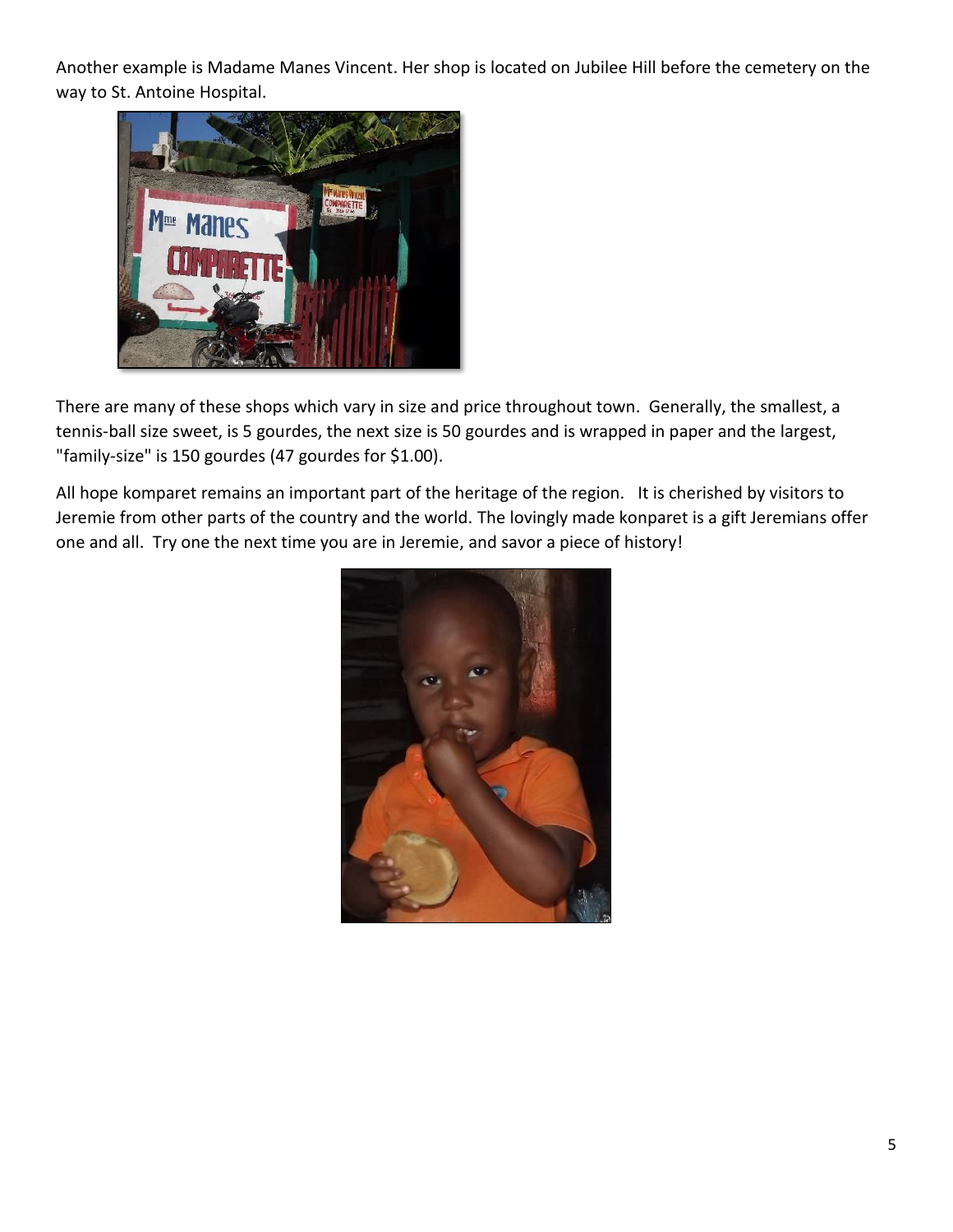Another example is Madame Manes Vincent. Her shop is located on Jubilee Hill before the cemetery on the way to St. Antoine Hospital.

There are many of these shops which vary in size and price throughout town. Generally, the smallest, a tennis-ball size sweet, is 5 gourdes, the next size is 50 gourdes and is wrapped in paper and the largest, "family-size" is 150 gourdes (47 gourdes for $1.00).

All hope komparet remains an important part of the heritage of the region. It is cherished by visitors to Jeremie from other parts of the country and the world. The lovingly made konparet is a gift Jeremians offer one and all. Try one the next time you are in Jeremie, and savor a piece of history!